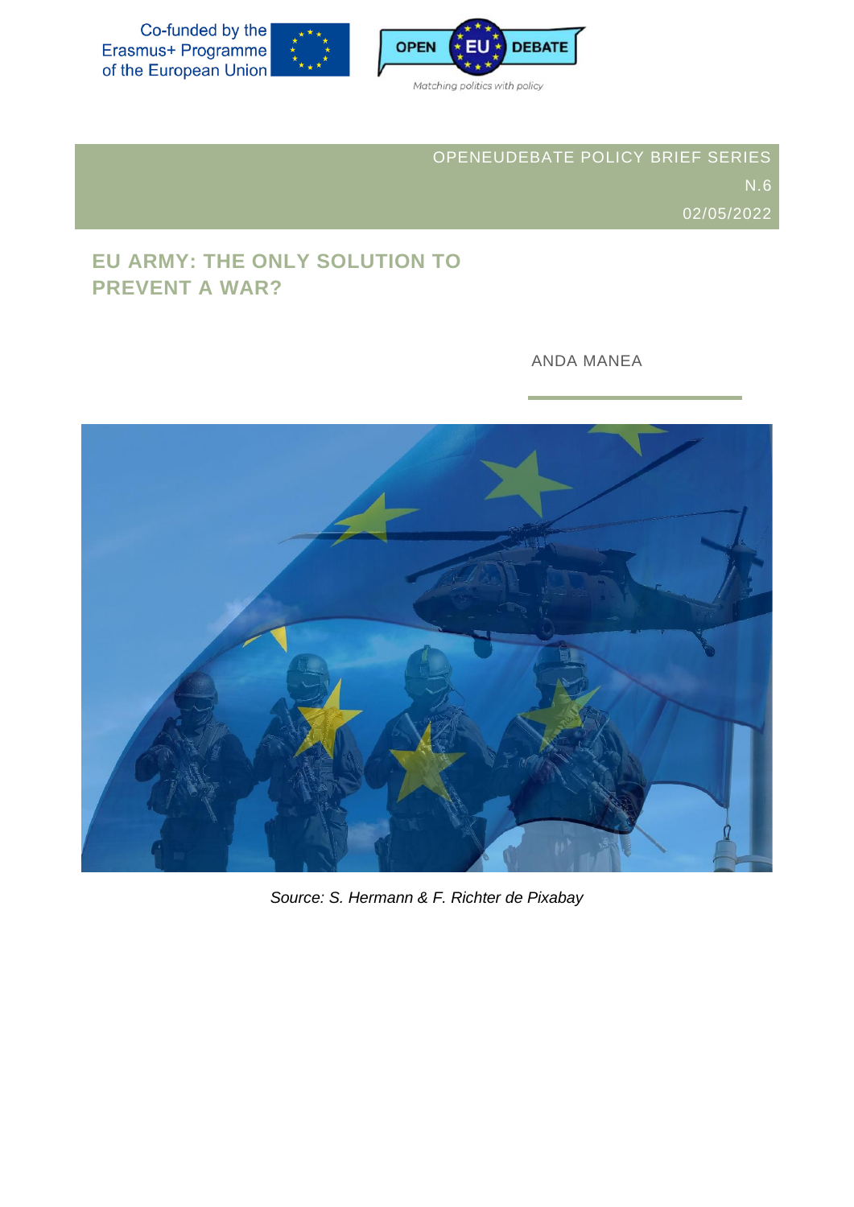Co-funded by the Erasmus+ Programme of the European Union

OPEN EU DEBATE

Matching politics with policy

OPENEUDEBATE POLICY BRIEF SERIES

N.6

02/05/2022

# EU ARMY: THE ONLY SOLUTION TO PREVENT A WAR?

ANDA MANEA

*Source: S. Hermann & F. Richter de Pixabay*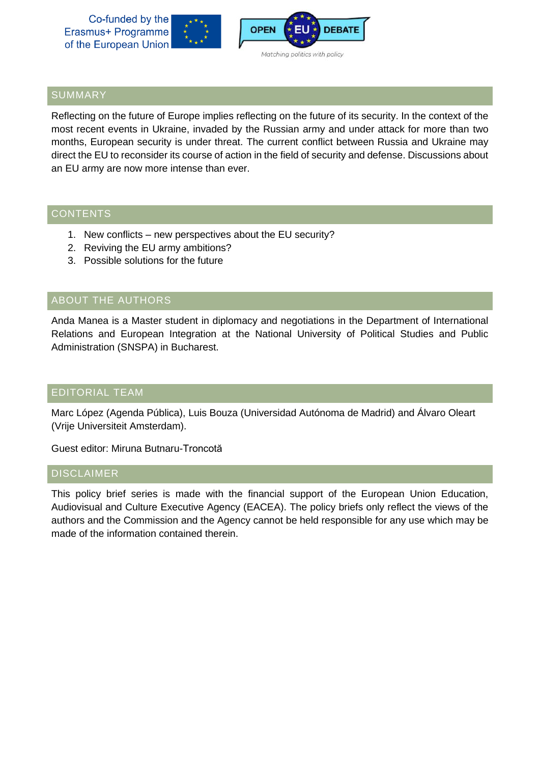## SUMMARY

Reflecting on the future of Europe implies reflecting on the future of its security. In the context of the most recent events in Ukraine, invaded by the Russian army and under attack for more than two months, European security is under threat. The current conflict between Russia and Ukraine may direct the EU to reconsider its course of action in the field of security and defense. Discussions about an EU army are now more intense than ever.

## CONTENTS

1. New conflicts – new perspectives about the EU security?
2. Reviving the EU army ambitions?
3. Possible solutions for the future

## ABOUT THE AUTHORS

Anda Manea is a Master student in diplomacy and negotiations in the Department of International Relations and European Integration at the National University of Political Studies and Public Administration (SNSPA) in Bucharest.

## EDITORIAL TEAM

Marc López (Agenda Pública), Luis Bouza (Universidad Autónoma de Madrid) and Álvaro Oleart (Vrije Universiteit Amsterdam).

Guest editor: Miruna Butnaru-Troncotă

## DISCLAIMER

This policy brief series is made with the financial support of the European Union Education, Audiovisual and Culture Executive Agency (EACEA). The policy briefs only reflect the views of the authors and the Commission and the Agency cannot be held responsible for any use which may be made of the information contained therein.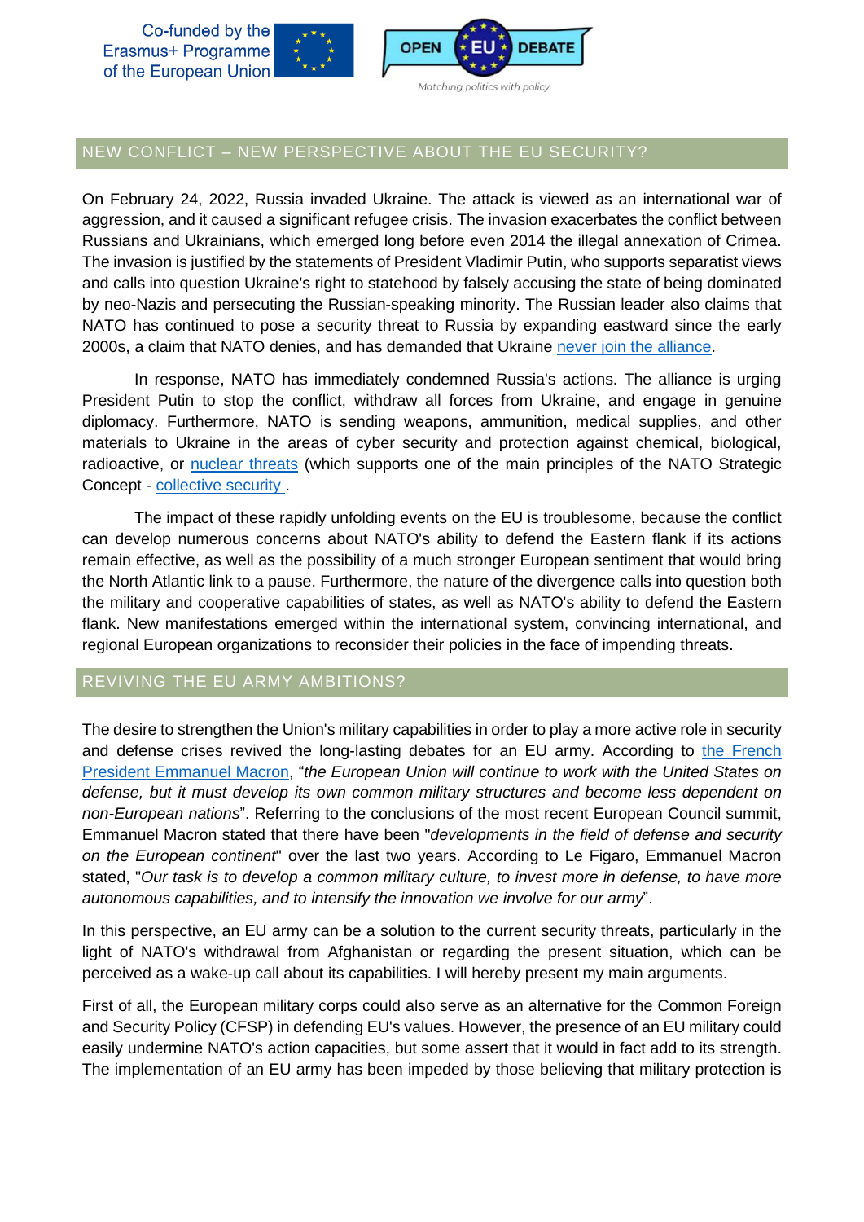## NEW CONFLICT – NEW PERSPECTIVE ABOUT THE EU SECURITY?

On February 24, 2022, Russia invaded Ukraine. The attack is viewed as an international war of aggression, and it caused a significant refugee crisis. The invasion exacerbates the conflict between Russians and Ukrainians, which emerged long before even 2014 the illegal annexation of Crimea. The invasion is justified by the statements of President Vladimir Putin, who supports separatist views and calls into question Ukraine's right to statehood by falsely accusing the state of being dominated by neo-Nazis and persecuting the Russian-speaking minority. The Russian leader also claims that NATO has continued to pose a security threat to Russia by expanding eastward since the early 2000s, a claim that NATO denies, and has demanded that Ukraine never join the alliance.

In response, NATO has immediately condemned Russia's actions. The alliance is urging President Putin to stop the conflict, withdraw all forces from Ukraine, and engage in genuine diplomacy. Furthermore, NATO is sending weapons, ammunition, medical supplies, and other materials to Ukraine in the areas of cyber security and protection against chemical, biological, radioactive, or nuclear threats (which supports one of the main principles of the NATO Strategic Concept - collective security .

The impact of these rapidly unfolding events on the EU is troublesome, because the conflict can develop numerous concerns about NATO's ability to defend the Eastern flank if its actions remain effective, as well as the possibility of a much stronger European sentiment that would bring the North Atlantic link to a pause. Furthermore, the nature of the divergence calls into question both the military and cooperative capabilities of states, as well as NATO's ability to defend the Eastern flank. New manifestations emerged within the international system, convincing international, and regional European organizations to reconsider their policies in the face of impending threats.

## REVIVING THE EU ARMY AMBITIONS?

The desire to strengthen the Union's military capabilities in order to play a more active role in security and defense crises revived the long-lasting debates for an EU army. According to the French President Emmanuel Macron, "*the European Union will continue to work with the United States on defense, but it must develop its own common military structures and become less dependent on non-European nations*". Referring to the conclusions of the most recent European Council summit, Emmanuel Macron stated that there have been "*developments in the field of defense and security on the European continent*" over the last two years. According to Le Figaro, Emmanuel Macron stated, "*Our task is to develop a common military culture, to invest more in defense, to have more autonomous capabilities, and to intensify the innovation we involve for our army*".

In this perspective, an EU army can be a solution to the current security threats, particularly in the light of NATO's withdrawal from Afghanistan or regarding the present situation, which can be perceived as a wake-up call about its capabilities. I will hereby present my main arguments.

First of all, the European military corps could also serve as an alternative for the Common Foreign and Security Policy (CFSP) in defending EU's values. However, the presence of an EU military could easily undermine NATO's action capacities, but some assert that it would in fact add to its strength. The implementation of an EU army has been impeded by those believing that military protection is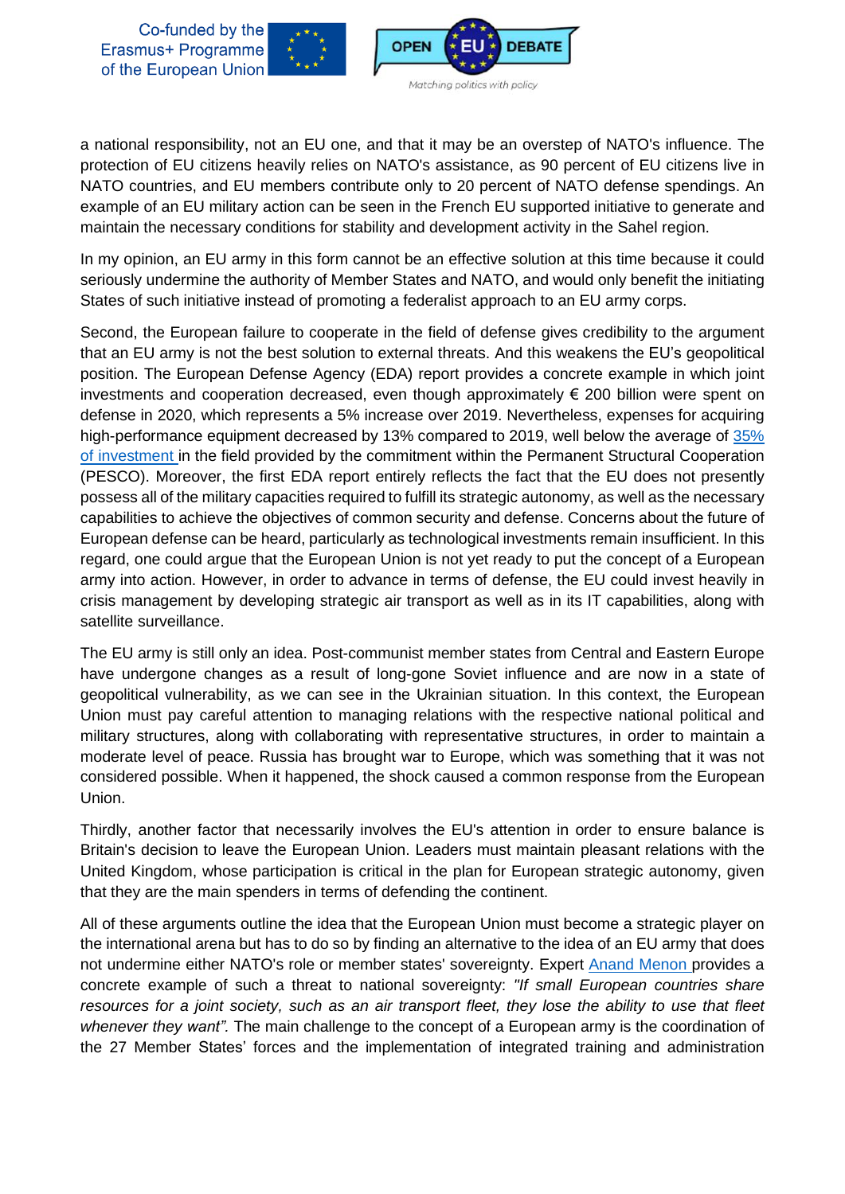a national responsibility, not an EU one, and that it may be an overstep of NATO's influence. The protection of EU citizens heavily relies on NATO's assistance, as 90 percent of EU citizens live in NATO countries, and EU members contribute only to 20 percent of NATO defense spendings. An example of an EU military action can be seen in the French EU supported initiative to generate and maintain the necessary conditions for stability and development activity in the Sahel region.

In my opinion, an EU army in this form cannot be an effective solution at this time because it could seriously undermine the authority of Member States and NATO, and would only benefit the initiating States of such initiative instead of promoting a federalist approach to an EU army corps.

Second, the European failure to cooperate in the field of defense gives credibility to the argument that an EU army is not the best solution to external threats. And this weakens the EU's geopolitical position. The European Defense Agency (EDA) report provides a concrete example in which joint investments and cooperation decreased, even though approximately € 200 billion were spent on defense in 2020, which represents a 5% increase over 2019. Nevertheless, expenses for acquiring high-performance equipment decreased by 13% compared to 2019, well below the average of [35% of investment ]in the field provided by the commitment within the Permanent Structural Cooperation (PESCO). Moreover, the first EDA report entirely reflects the fact that the EU does not presently possess all of the military capacities required to fulfill its strategic autonomy, as well as the necessary capabilities to achieve the objectives of common security and defense. Concerns about the future of European defense can be heard, particularly as technological investments remain insufficient. In this regard, one could argue that the European Union is not yet ready to put the concept of a European army into action. However, in order to advance in terms of defense, the EU could invest heavily in crisis management by developing strategic air transport as well as in its IT capabilities, along with satellite surveillance.

The EU army is still only an idea. Post-communist member states from Central and Eastern Europe have undergone changes as a result of long-gone Soviet influence and are now in a state of geopolitical vulnerability, as we can see in the Ukrainian situation. In this context, the European Union must pay careful attention to managing relations with the respective national political and military structures, along with collaborating with representative structures, in order to maintain a moderate level of peace. Russia has brought war to Europe, which was something that it was not considered possible. When it happened, the shock caused a common response from the European Union.

Thirdly, another factor that necessarily involves the EU's attention in order to ensure balance is Britain's decision to leave the European Union. Leaders must maintain pleasant relations with the United Kingdom, whose participation is critical in the plan for European strategic autonomy, given that they are the main spenders in terms of defending the continent.

All of these arguments outline the idea that the European Union must become a strategic player on the international arena but has to do so by finding an alternative to the idea of an EU army that does not undermine either NATO's role or member states' sovereignty. Expert [Anand Menon ]provides a concrete example of such a threat to national sovereignty: *"If small European countries share resources for a joint society, such as an air transport fleet, they lose the ability to use that fleet whenever they want".* The main challenge to the concept of a European army is the coordination of the 27 Member States' forces and the implementation of integrated training and administration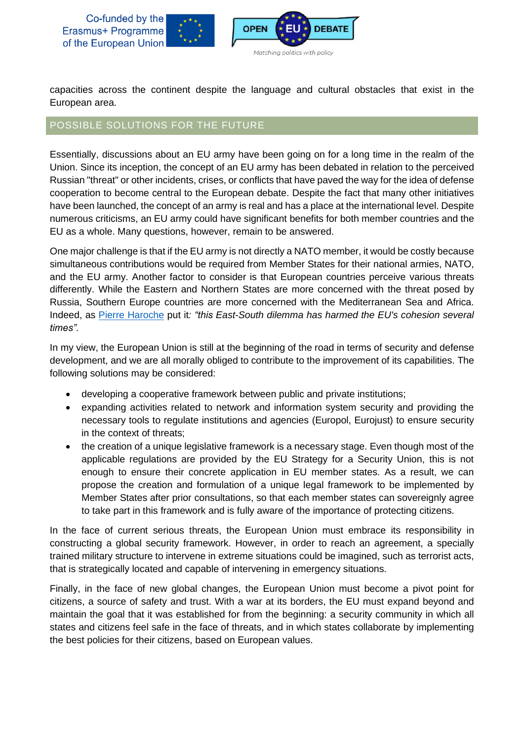capacities across the continent despite the language and cultural obstacles that exist in the European area.

## POSSIBLE SOLUTIONS FOR THE FUTURE

Essentially, discussions about an EU army have been going on for a long time in the realm of the Union. Since its inception, the concept of an EU army has been debated in relation to the perceived Russian "threat" or other incidents, crises, or conflicts that have paved the way for the idea of defense cooperation to become central to the European debate. Despite the fact that many other initiatives have been launched, the concept of an army is real and has a place at the international level. Despite numerous criticisms, an EU army could have significant benefits for both member countries and the EU as a whole. Many questions, however, remain to be answered.

One major challenge is that if the EU army is not directly a NATO member, it would be costly because simultaneous contributions would be required from Member States for their national armies, NATO, and the EU army. Another factor to consider is that European countries perceive various threats differently. While the Eastern and Northern States are more concerned with the threat posed by Russia, Southern Europe countries are more concerned with the Mediterranean Sea and Africa. Indeed, as Pierre Haroche put it*: "this East-South dilemma has harmed the EU's cohesion several times".*

In my view, the European Union is still at the beginning of the road in terms of security and defense development, and we are all morally obliged to contribute to the improvement of its capabilities. The following solutions may be considered:

- developing a cooperative framework between public and private institutions;
- expanding activities related to network and information system security and providing the necessary tools to regulate institutions and agencies (Europol, Eurojust) to ensure security in the context of threats;
- the creation of a unique legislative framework is a necessary stage. Even though most of the applicable regulations are provided by the EU Strategy for a Security Union, this is not enough to ensure their concrete application in EU member states. As a result, we can propose the creation and formulation of a unique legal framework to be implemented by Member States after prior consultations, so that each member states can sovereignly agree to take part in this framework and is fully aware of the importance of protecting citizens.

In the face of current serious threats, the European Union must embrace its responsibility in constructing a global security framework. However, in order to reach an agreement, a specially trained military structure to intervene in extreme situations could be imagined, such as terrorist acts, that is strategically located and capable of intervening in emergency situations.

Finally, in the face of new global changes, the European Union must become a pivot point for citizens, a source of safety and trust. With a war at its borders, the EU must expand beyond and maintain the goal that it was established for from the beginning: a security community in which all states and citizens feel safe in the face of threats, and in which states collaborate by implementing the best policies for their citizens, based on European values.